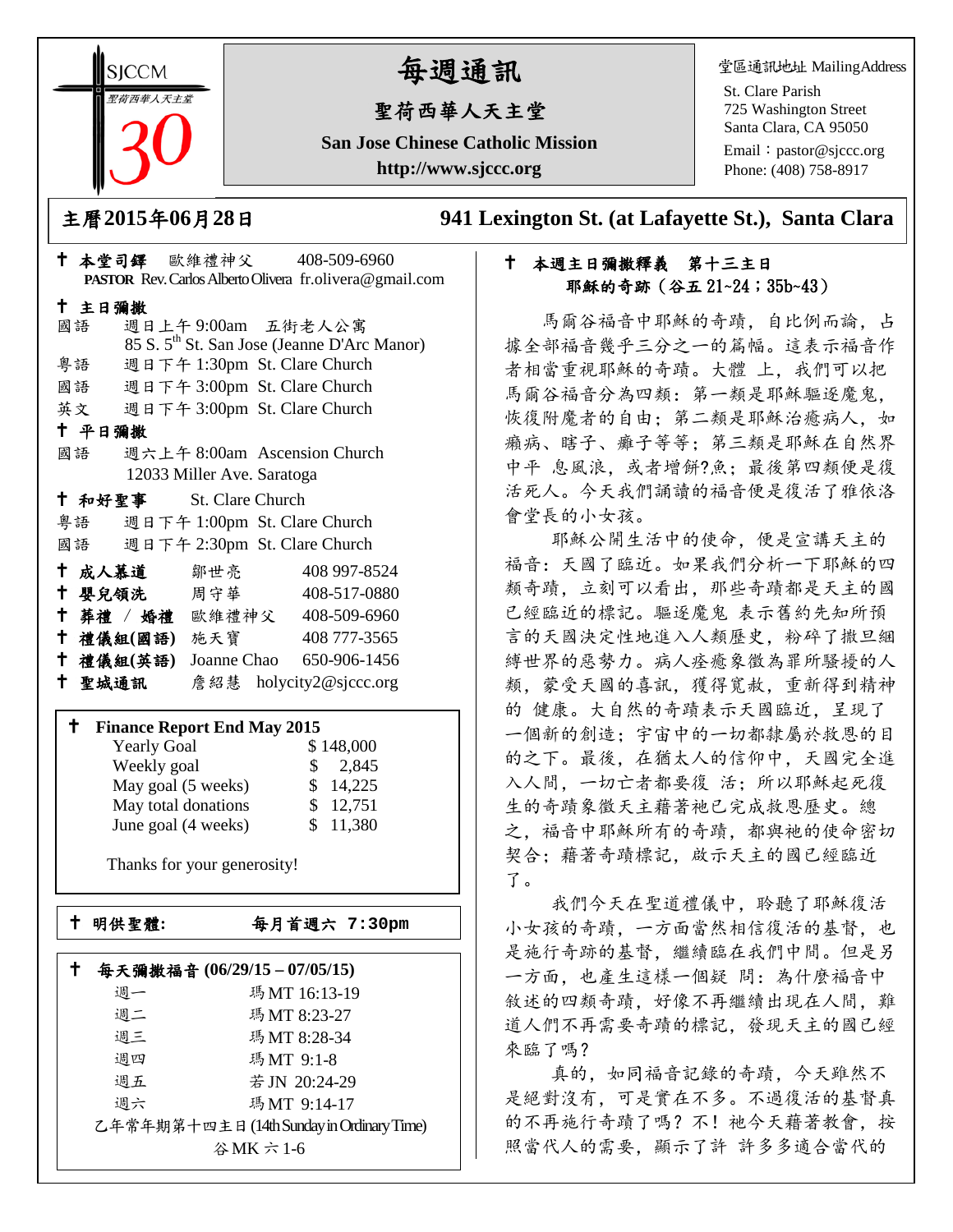SJCCM
聖荷西華人天主堂
30

# 每週通訊

## 聖荷西華人天主堂

**San Jose Chinese Catholic Mission**

**http://www.sjccc.org**

堂區通訊地址 MailingAddress
St. Clare Parish
725 Washington Street
Santa Clara, CA 95050
Email：pastor@sjccc.org
Phone: (408) 758-8917

**主曆2015年06月28日** **941 Lexington St. (at Lafayette St.), Santa Clara**

✝ **本堂司鐸** 歐維禮神父 408-509-6960
**PASTOR** Rev. Carlos Alberto Olivera fr.olivera@gmail.com

✝ **主日彌撒**

國語 週日上午 9:00am 五街老人公寓
85 S. 5th St. San Jose (Jeanne D'Arc Manor)
粵語 週日下午 1:30pm St. Clare Church
國語 週日下午 3:00pm St. Clare Church
英文 週日下午 3:00pm St. Clare Church

✝ **平日彌撒**

國語 週六上午 8:00am Ascension Church
12033 Miller Ave. Saratoga

✝ **和好聖事** St. Clare Church

粵語 週日下午 1:00pm St. Clare Church
國語 週日下午 2:30pm St. Clare Church

| | | |
|---|---|---|
| ✝ **成人慕道** | 鄒世亮 | 408 997-8524 |
| ✝ **嬰兒領洗** | 周守華 | 408-517-0880 |
| ✝ **葬禮 / 婚禮** | 歐維禮神父 | 408-509-6960 |
| ✝ **禮儀組(國語)** | 施天寶 | 408 777-3565 |
| ✝ **禮儀組(英語)** | Joanne Chao | 650-906-1456 |
| ✝ **聖城通訊** | 詹紹慧 | holycity2@sjccc.org |

✝ **Finance Report End May 2015**

| | |
|---|---|
| Yearly Goal | $ 148,000 |
| Weekly goal | $ 2,845 |
| May goal (5 weeks) | $ 14,225 |
| May total donations | $ 12,751 |
| June goal (4 weeks) | $ 11,380 |

Thanks for your generosity!

✝ **明供聖體:** **每月首週六 7:30pm**

✝ **每天彌撒福音 (06/29/15 – 07/05/15)**

| | |
|---|---|
| 週一 | 瑪 MT 16:13-19 |
| 週二 | 瑪 MT 8:23-27 |
| 週三 | 瑪 MT 8:28-34 |
| 週四 | 瑪 MT 9:1-8 |
| 週五 | 若 JN 20:24-29 |
| 週六 | 瑪 MT 9:14-17 |

乙年常年期第十四主日 (14th Sunday in Ordinary Time)
谷 MK 六 1-6

✝ **本週主日彌撒釋義 第十三主日**
**耶穌的奇跡（谷五 21~24；35b~43）**

馬爾谷福音中耶穌的奇蹟，自比例而論，占據全部福音幾乎三分之一的篇幅。這表示福音作者相當重視耶穌的奇蹟。大體 上，我們可以把馬爾谷福音分為四類：第一類是耶穌驅逐魔鬼，恢復附魔者的自由；第二類是耶穌治癒病人，如癩病、瞎子、癱子等等；第三類是耶穌在自然界中平 息風浪，或者增餅?魚；最後第四類便是復活死人。今天我們誦讀的福音便是復活了雅依洛會堂長的小女孩。

耶穌公開生活中的使命，便是宣講天主的福音：天國了臨近。如果我們分析一下耶穌的四類奇蹟，立刻可以看出，那些奇蹟都是天主的國已經臨近的標記。驅逐魔鬼 表示舊約先知所預言的天國決定性地進入人類歷史，粉碎了撒旦綑縛世界的惡勢力。病人痊癒象徵為罪所騷擾的人類，蒙受天國的喜訊，獲得寬赦，重新得到精神的 健康。大自然的奇蹟表示天國臨近，呈現了一個新的創造；宇宙中的一切都隸屬於救恩的目的之下。最後，在猶太人的信仰中，天國完全進入人間，一切亡者都要復 活；所以耶穌起死復生的奇蹟象徵天主藉著祂已完成救恩歷史。總之，福音中耶穌所有的奇蹟，都與祂的使命密切契合；藉著奇蹟標記，啟示天主的國已經臨近了。

我們今天在聖道禮儀中，聆聽了耶穌復活小女孩的奇蹟，一方面當然相信復活的基督，也是施行奇跡的基督，繼續臨在我們中間。但是另一方面，也產生這樣一個疑 問：為什麼福音中敘述的四類奇蹟，好像不再繼續出現在人間，難道人們不再需要奇蹟的標記，發現天主的國已經來臨了嗎？

真的，如同福音記錄的奇蹟，今天雖然不是絕對沒有，可是實在不多。不過復活的基督真的不再施行奇蹟了嗎？不！祂今天藉著教會，按照當代人的需要，顯示了許 許多多適合當代的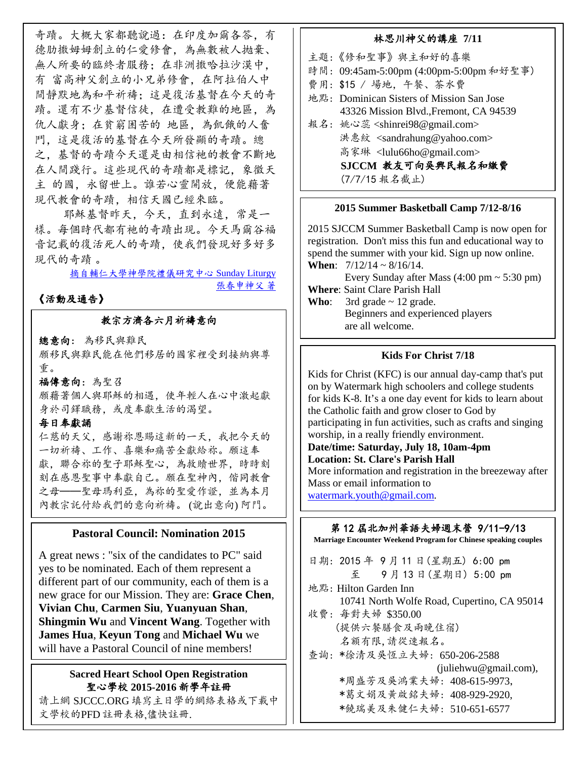奇蹟。大概大家都聽說過：在印度加爾各答，有德肋撒姆姆創立的仁愛修會，為無數被人拋棄、無人所要的臨終者服務；在非洲撒哈拉沙漠中，有 富高神父創立的小兄弟修會，在阿拉伯人中間靜默地為和平祈禱；這是復活基督在今天的奇蹟。還有不少基督信徒，在遭受教難的地區，為仇人獻身；在貧窮困苦的 地區，為飢餓的人奮鬥，這是復活的基督在今天所發顯的奇蹟。總之，基督的奇蹟今天還是由相信祂的教會不斷地在人間踐行。這些現代的奇蹟都是標記，象徵天主 的國，永留世上。誰若心靈開放，便能藉著現代教會的奇蹟，相信天國已經來臨。

耶穌基督昨天，今天，直到永遠，常是一樣。每個時代都有祂的奇蹟出現。今天馬爾谷福音記載的復活死人的奇蹟，使我們發現好多好多現代的奇蹟 。

摘自輔仁大學神學院禮儀研究中心 Sunday Liturgy
張春申神父 著

## 《活動及通告》

### 教宗方濟各六月祈禱意向

**總意向**： 為移民與難民
願移民與難民能在他們移居的國家裡受到接納與尊重。

**福傳意向**：為聖召
願藉著個人與耶穌的相遇，使年輕人在心中激起獻身於司鐸職務，或度奉獻生活的渴望。

**每日奉獻誦**
仁慈的天父，感謝祢恩賜這新的一天，我把今天的一切祈禱、工作、喜樂和痛苦全獻給祢。願這奉獻，聯合祢的聖子耶穌聖心，為救贖世界，時時刻刻在感恩聖事中奉獻自己。願在聖神內，偕同教會之母——聖母瑪利亞，為祢的聖愛作證，並為本月內教宗託付給我們的意向祈禱。(說出意向) 阿門。

### Pastoral Council: Nomination 2015

A great news : "six of the candidates to PC" said yes to be nominated. Each of them represent a different part of our community, each of them is a new grace for our Mission. They are: **Grace Chen**, **Vivian Chu**, **Carmen Siu**, **Yuanyuan Shan**, **Shingmin Wu** and **Vincent Wang**. Together with **James Hua**, **Keyun Tong** and **Michael Wu** we will have a Pastoral Council of nine members!

### Sacred Heart School Open Registration 聖心學校 2015-2016 新學年註冊

請上網 SJCCC.ORG 填寫主日學的網絡表格或下載中文學校的PFD 註冊表格,儘快註冊.

### 林思川神父的講座 7/11

主題:《修和聖事》與主和好的喜樂
時間: 09:45am-5:00pm (4:00pm-5:00pm 和好聖事)
費用: $15 / 場地，午餐、茶水費
地點: Dominican Sisters of Mission San Jose
43326 Mission Blvd.,Fremont, CA 94539
報名: 姚心蕊 <shinrei98@gmail.com>
洪惠紋 <sandrahung@yahoo.com>
高家琳 <lulu66ho@gmail.com>
**SJCCM 教友可向吳興民報名和繳費**
(7/7/15 報名截止)

### 2015 Summer Basketball Camp 7/12-8/16

2015 SJCCM Summer Basketball Camp is now open for registration. Don't miss this fun and educational way to spend the summer with your kid. Sign up now online.

**When**: 7/12/14 ~ 8/16/14.
Every Sunday after Mass (4:00 pm ~ 5:30 pm)
**Where**: Saint Clare Parish Hall
**Who**: 3rd grade ~ 12 grade.
Beginners and experienced players are all welcome.

### Kids For Christ 7/18

Kids for Christ (KFC) is our annual day-camp that's put on by Watermark high schoolers and college students for kids K-8. It's a one day event for kids to learn about the Catholic faith and grow closer to God by participating in fun activities, such as crafts and singing worship, in a really friendly environment.

**Date/time: Saturday, July 18, 10am-4pm**
**Location: St. Clare's Parish Hall**
More information and registration in the breezeway after Mass or email information to watermark.youth@gmail.com.

### 第 12 屆北加州華語夫婦週末營 9/11-9/13
**Marriage Encounter Weekend Program for Chinese speaking couples**

日期: 2015 年 9 月 11 日(星期五) 6:00 pm
至 9 月 13 日(星期日) 5:00 pm
地點: Hilton Garden Inn
10741 North Wolfe Road, Cupertino, CA 95014
收費: 每對夫婦 $350.00
(提供六餐膳食及兩晚住宿)
名額有限,請從速報名。
查詢: *徐清及吳恆立夫婦: 650-206-2588 (juliehwu@gmail.com),
*周盛芳及吳鴻業夫婦: 408-615-9973,
*葛文娟及黃啟銘夫婦: 408-929-2920,
*饒瑞美及朱健仁夫婦: 510-651-6577